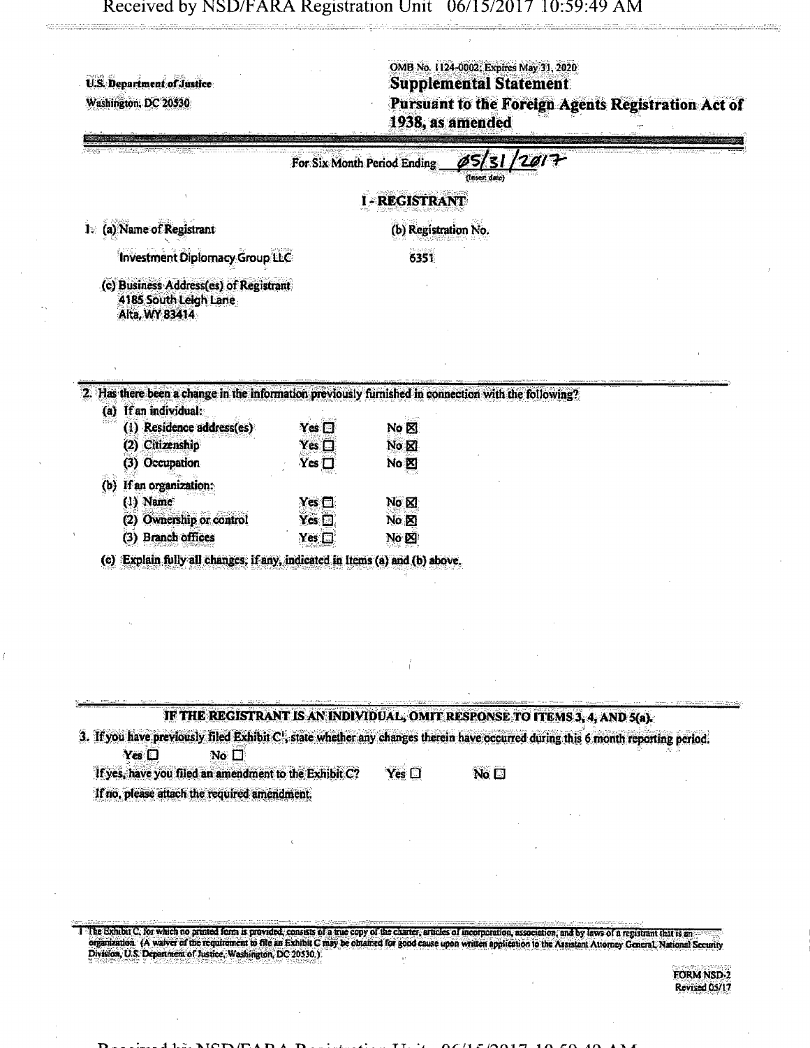U.S. Department of Justice
Washington, DC 20530

OMB No. 1124-0002; Expires May 31, 2020

# Supplemental Statement

## Pursuant to the Foreign Agents Registration Act of 1938, as amended

For Six Month Period Ending 05/31/2017
(Insert date)

## I - REGISTRANT

1. (a) Name of Registrant

   Investment Diplomacy Group LLC

   (b) Registration No.

   6351

   (c) Business Address(es) of Registrant
   4185 South Leigh Lane
   Alta, WY 83414

2. Has there been a change in the information previously furnished in connection with the following?

   (a) If an individual:

   | | | |
   |---|---|---|
   | (1) Residence address(es) | Yes ☐ | No ☒ |
   | (2) Citizenship | Yes ☐ | No ☒ |
   | (3) Occupation | Yes ☐ | No ☒ |

   (b) If an organization:

   | | | |
   |---|---|---|
   | (1) Name | Yes ☐ | No ☒ |
   | (2) Ownership or control | Yes ☐ | No ☒ |
   | (3) Branch offices | Yes ☐ | No ☒ |

   (c) Explain fully all changes, if any, indicated in Items (a) and (b) above.

**IF THE REGISTRANT IS AN INDIVIDUAL, OMIT RESPONSE TO ITEMS 3, 4, AND 5(a).**

3. If you have previously filed Exhibit C[1], state whether any changes therein have occurred during this 6 month reporting period.

   Yes ☐ No ☐

   If yes, have you filed an amendment to the Exhibit C? Yes ☐ No ☐

   If no, please attach the required amendment.

[1] The Exhibit C, for which no printed form is provided, consists of a true copy of the charter, articles of incorporation, association, and by laws of a registrant that is an organization. (A waiver of the requirement to file an Exhibit C may be obtained for good cause upon written application to the Assistant Attorney General, National Security Division, U.S. Department of Justice, Washington, DC 20530.)

FORM NSD-2
Revised 05/17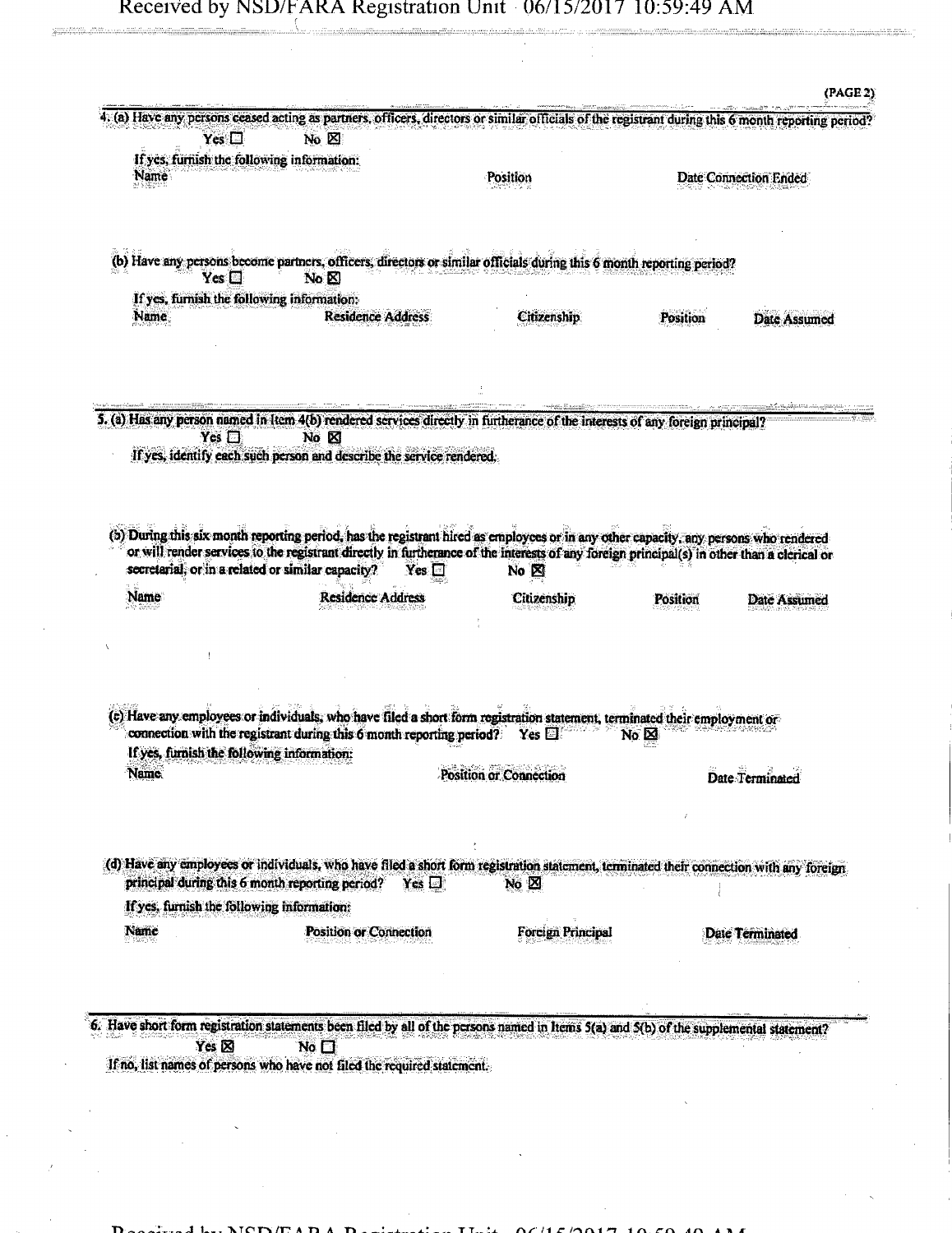(PAGE 2)

4. (a) Have any persons ceased acting as partners, officers, directors or similar officials of the registrant during this 6 month reporting period?

Yes ☐ No ☒

If yes, furnish the following information:

| Name | Position | Date Connection Ended |
|---|---|---|

(b) Have any persons become partners, officers, directors or similar officials during this 6 month reporting period?

Yes ☐ No ☒

If yes, furnish the following information:

| Name | Residence Address | Citizenship | Position | Date Assumed |
|---|---|---|---|---|

5. (a) Has any person named in Item 4(b) rendered services directly in furtherance of the interests of any foreign principal?

Yes ☐ No ☒

If yes, identify each such person and describe the service rendered.

(b) During this six month reporting period, has the registrant hired as employees or in any other capacity, any persons who rendered or will render services to the registrant directly in furtherance of the interests of any foreign principal(s) in other than a clerical or secretarial, or in a related or similar capacity? Yes ☐ No ☒

| Name | Residence Address | Citizenship | Position | Date Assumed |
|---|---|---|---|---|

(c) Have any employees or individuals, who have filed a short form registration statement, terminated their employment or connection with the registrant during this 6 month reporting period? Yes ☐ No ☒

If yes, furnish the following information:

| Name | Position or Connection | Date Terminated |
|---|---|---|

(d) Have any employees or individuals, who have filed a short form registration statement, terminated their connection with any foreign principal during this 6 month reporting period? Yes ☐ No ☒

If yes, furnish the following information:

| Name | Position or Connection | Foreign Principal | Date Terminated |
|---|---|---|---|

6. Have short form registration statements been filed by all of the persons named in Items 5(a) and 5(b) of the supplemental statement?

Yes ☒ No ☐

If no, list names of persons who have not filed the required statement.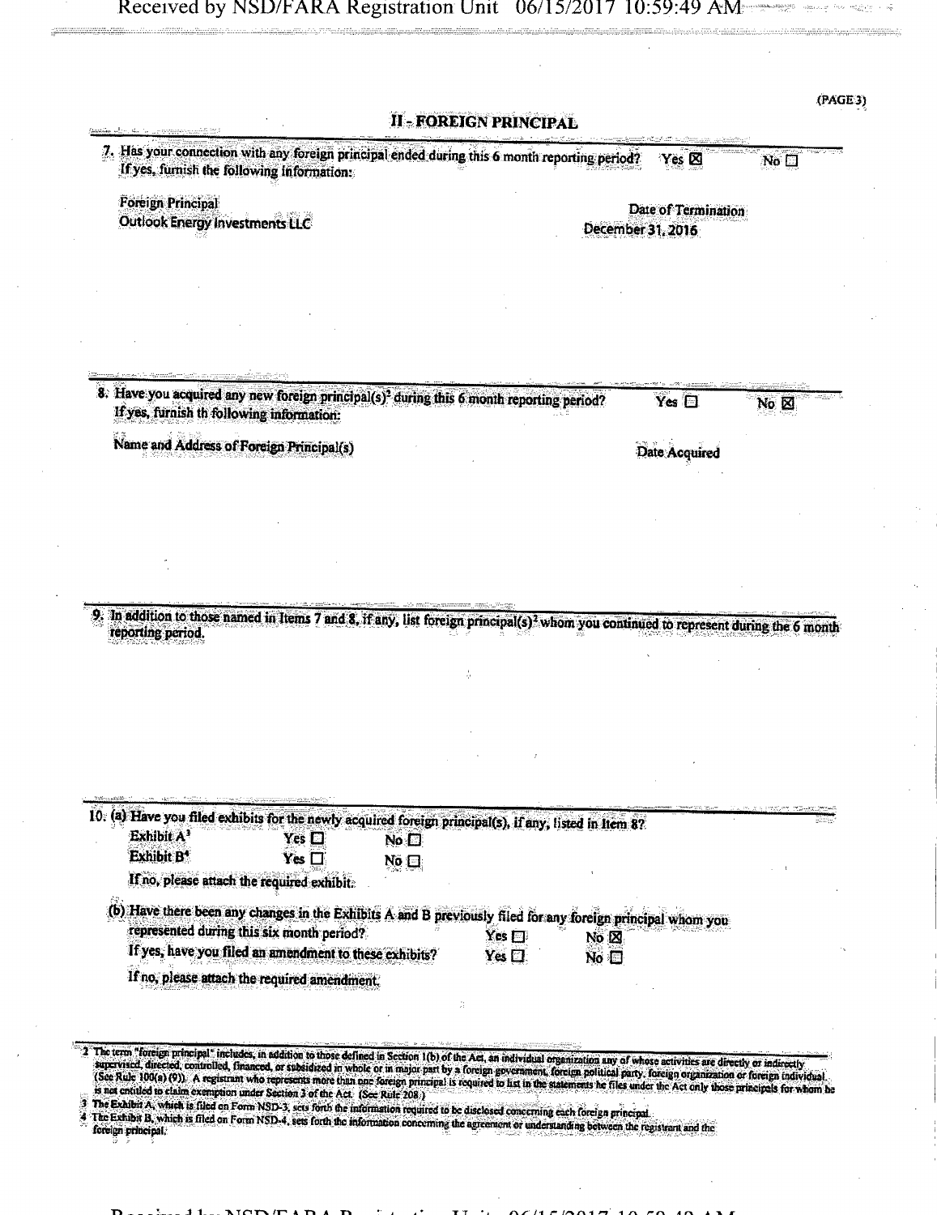## II - FOREIGN PRINCIPAL

7. Has your connection with any foreign principal ended during this 6 month reporting period? Yes ☒ No ☐
   If yes, furnish the following information:

| Foreign Principal | Date of Termination |
|---|---|
| Outlook Energy Investments LLC | December 31, 2016 |

8. Have you acquired any new foreign principal(s)[2] during this 6 month reporting period? Yes ☐ No ☒
   If yes, furnish th following information:

| Name and Address of Foreign Principal(s) | Date Acquired |
|---|---|

9. In addition to those named in Items 7 and 8, if any, list foreign principal(s)[2] whom you continued to represent during the 6 month reporting period.

10. (a) Have you filed exhibits for the newly acquired foreign principal(s), if any, listed in Item 8?
    - Exhibit A[3] Yes ☐ No ☐
    - Exhibit B[4] Yes ☐ No ☐

    If no, please attach the required exhibit.

    (b) Have there been any changes in the Exhibits A and B previously filed for any foreign principal whom you represented during this six month period? Yes ☐ No ☒
    If yes, have you filed an amendment to these exhibits? Yes ☐ No ☐
    If no, please attach the required amendment.

---

2 The term "foreign principal" includes, in addition to those defined in Section 1(b) of the Act, an individual organization any of whose activities are directly or indirectly supervised, directed, controlled, financed, or subsidized in whole or in major part by a foreign government, foreign political party, foreign organization or foreign individual. (See Rule 100(a) (9)). A registrant who represents more than one foreign principal is required to list in the statements he files under the Act only those principals for whom he is not entitled to claim exemption under Section 3 of the Act. (See Rule 208.)

3 The Exhibit A, which is filed on Form NSD-3, sets forth the information required to be disclosed concerning each foreign principal.

4 The Exhibit B, which is filed on Form NSD-4, sets forth the information concerning the agreement or understanding between the registrant and the foreign principal.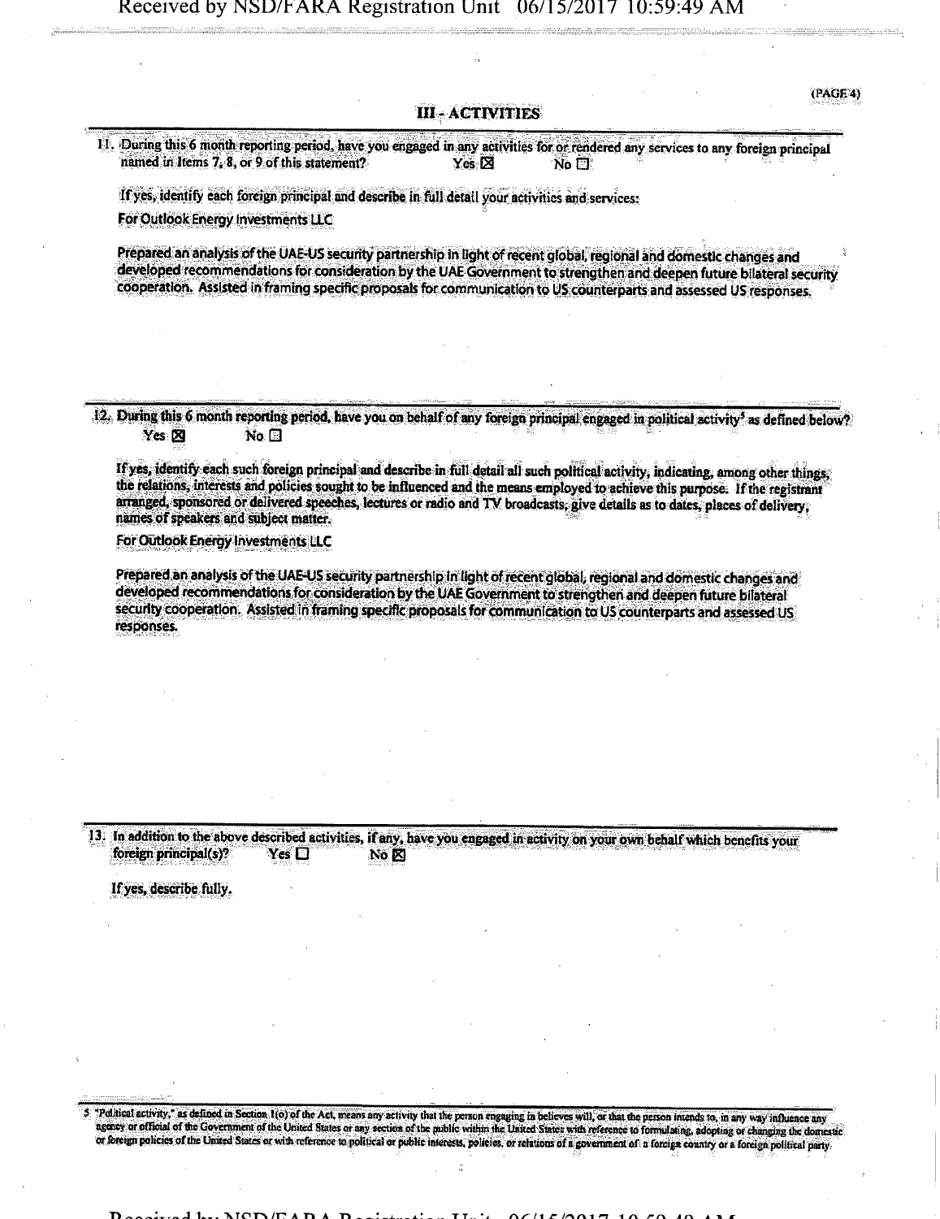## III - ACTIVITIES

11. During this 6 month reporting period, have you engaged in any activities for or rendered any services to any foreign principal named in Items 7, 8, or 9 of this statement? Yes ☒ No ☐

If yes, identify each foreign principal and describe in full detail your activities and services:

For Outlook Energy Investments LLC

Prepared an analysis of the UAE-US security partnership in light of recent global, regional and domestic changes and developed recommendations for consideration by the UAE Government to strengthen and deepen future bilateral security cooperation. Assisted in framing specific proposals for communication to US counterparts and assessed US responses.

12. During this 6 month reporting period, have you on behalf of any foreign principal engaged in political activity[5] as defined below? Yes ☒ No ☐

If yes, identify each such foreign principal and describe in full detail all such political activity, indicating, among other things, the relations, interests and policies sought to be influenced and the means employed to achieve this purpose. If the registrant arranged, sponsored or delivered speeches, lectures or radio and TV broadcasts, give details as to dates, places of delivery, names of speakers and subject matter.

For Outlook Energy Investments LLC

Prepared an analysis of the UAE-US security partnership in light of recent global, regional and domestic changes and developed recommendations for consideration by the UAE Government to strengthen and deepen future bilateral security cooperation. Assisted in framing specific proposals for communication to US counterparts and assessed US responses.

13. In addition to the above described activities, if any, have you engaged in activity on your own behalf which benefits your foreign principal(s)? Yes ☐ No ☒

If yes, describe fully.

[5] "Political activity," as defined in Section 1(o) of the Act, means any activity that the person engaging in believes will, or that the person intends to, in any way influence any agency or official of the Government of the United States or any section of the public within the United States with reference to formulating, adopting or changing the domestic or foreign policies of the United States or with reference to political or public interests, policies, or relations of a government of a foreign country or a foreign political party.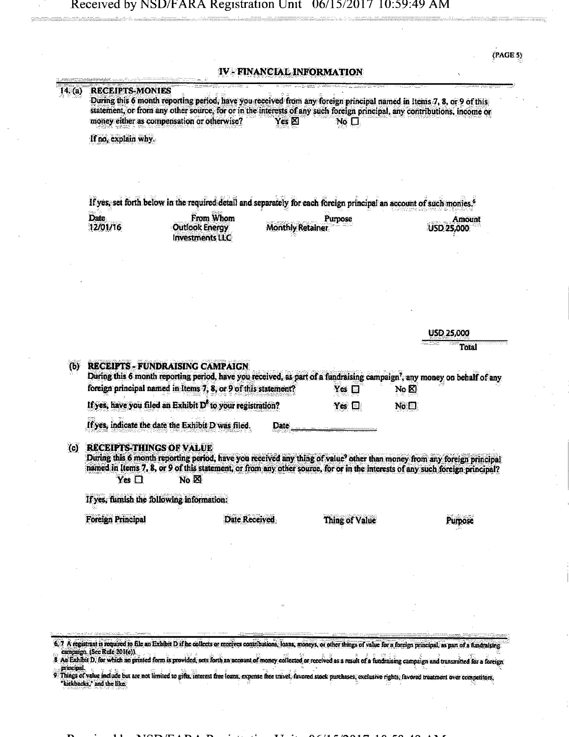## IV - FINANCIAL INFORMATION

14. (a) **RECEIPTS-MONIES**

During this 6 month reporting period, have you received from any foreign principal named in Items 7, 8, or 9 of this statement, or from any other source, for or in the interests of any such foreign principal, any contributions, income or money either as compensation or otherwise? Yes ☒ No ☐

If no, explain why.

If yes, set forth below in the required detail and separately for each foreign principal an account of such monies.[6]

| Date | From Whom | Purpose | Amount |
|---|---|---|---|
| 12/01/16 | Outlook Energy Investments LLC | Monthly Retainer | USD 25,000 |
| | | | USD 25,000 |
| | | | Total |

(b) **RECEIPTS - FUNDRAISING CAMPAIGN**

During this 6 month reporting period, have you received, as part of a fundraising campaign[7], any money on behalf of any foreign principal named in Items 7, 8, or 9 of this statement? Yes ☐ No ☒

If yes, have you filed an Exhibit D[8] to your registration? Yes ☐ No ☐

If yes, indicate the date the Exhibit D was filed. Date ______________

(c) **RECEIPTS-THINGS OF VALUE**

During this 6 month reporting period, have you received any thing of value[9] other than money from any foreign principal named in Items 7, 8, or 9 of this statement, or from any other source, for or in the interests of any such foreign principal?
Yes ☐ No ☒

If yes, furnish the following information:

| Foreign Principal | Date Received | Thing of Value | Purpose |
|---|---|---|---|

---

6, 7 A registrant is required to file an Exhibit D if he collects or receives contributions, loans, moneys, or other things of value for a foreign principal, as part of a fundraising campaign. (See Rule 201(e)).

8 An Exhibit D, for which no printed form is provided, sets forth an account of money collected or received as a result of a fundraising campaign and transmitted for a foreign principal.

9 Things of value include but are not limited to gifts, interest free loans, expense free travel, favored stock purchases, exclusive rights, favored treatment over competitors, "kickbacks," and the like.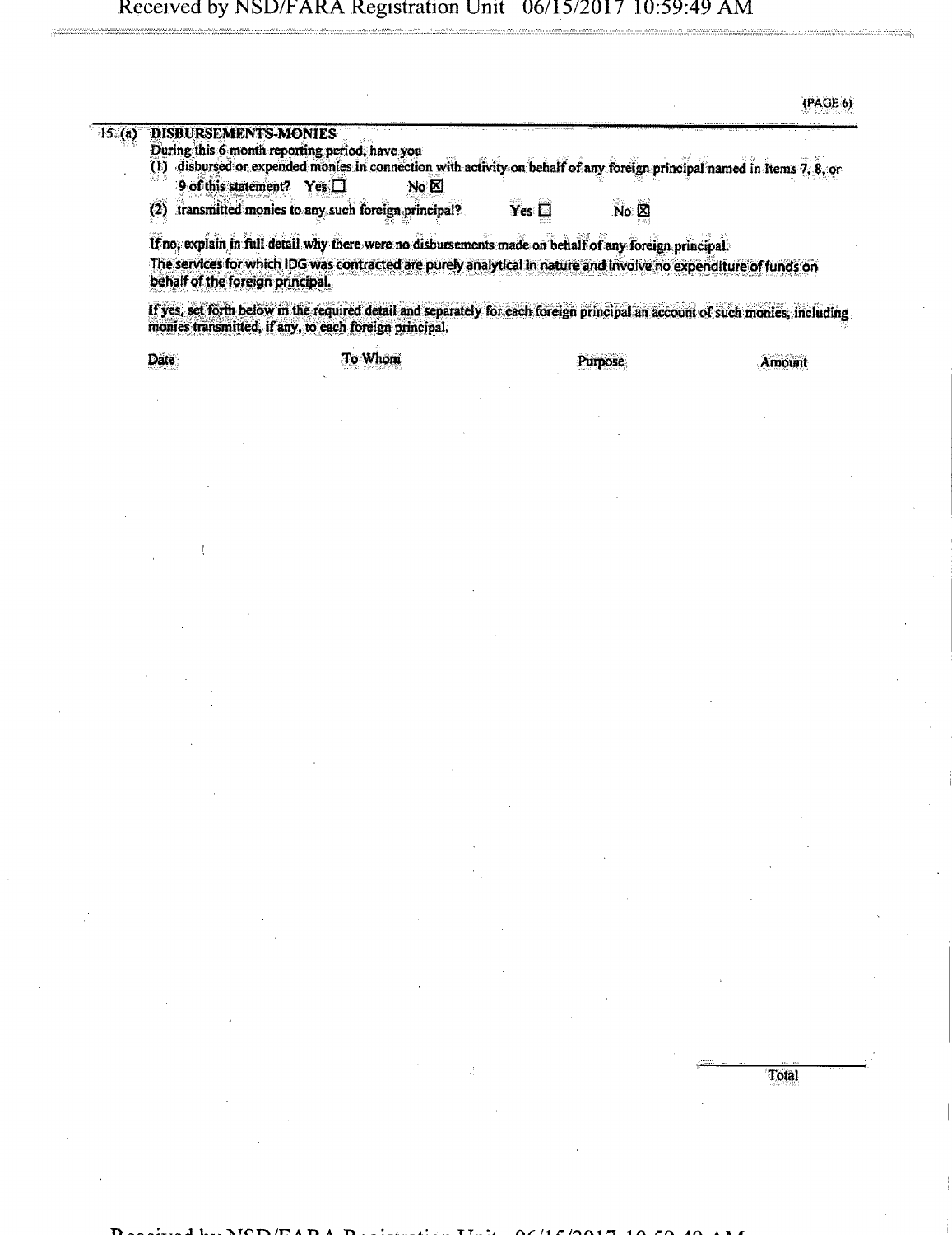**15. (a) DISBURSEMENTS-MONIES**

During this 6 month reporting period, have you

(1) disbursed or expended monies in connection with activity on behalf of any foreign principal named in Items 7, 8, or 9 of this statement? Yes ☐ No ☒

(2) transmitted monies to any such foreign principal? Yes ☐ No ☒

If no, explain in full detail why there were no disbursements made on behalf of any foreign principal.

The services for which IDG was contracted are purely analytical in nature and involve no expenditure of funds on behalf of the foreign principal.

If yes, set forth below in the required detail and separately for each foreign principal an account of such monies, including monies transmitted, if any, to each foreign principal.

| Date | To Whom | Purpose | Amount |
| --- | --- | --- | --- |
| | | | |
| | | Total | |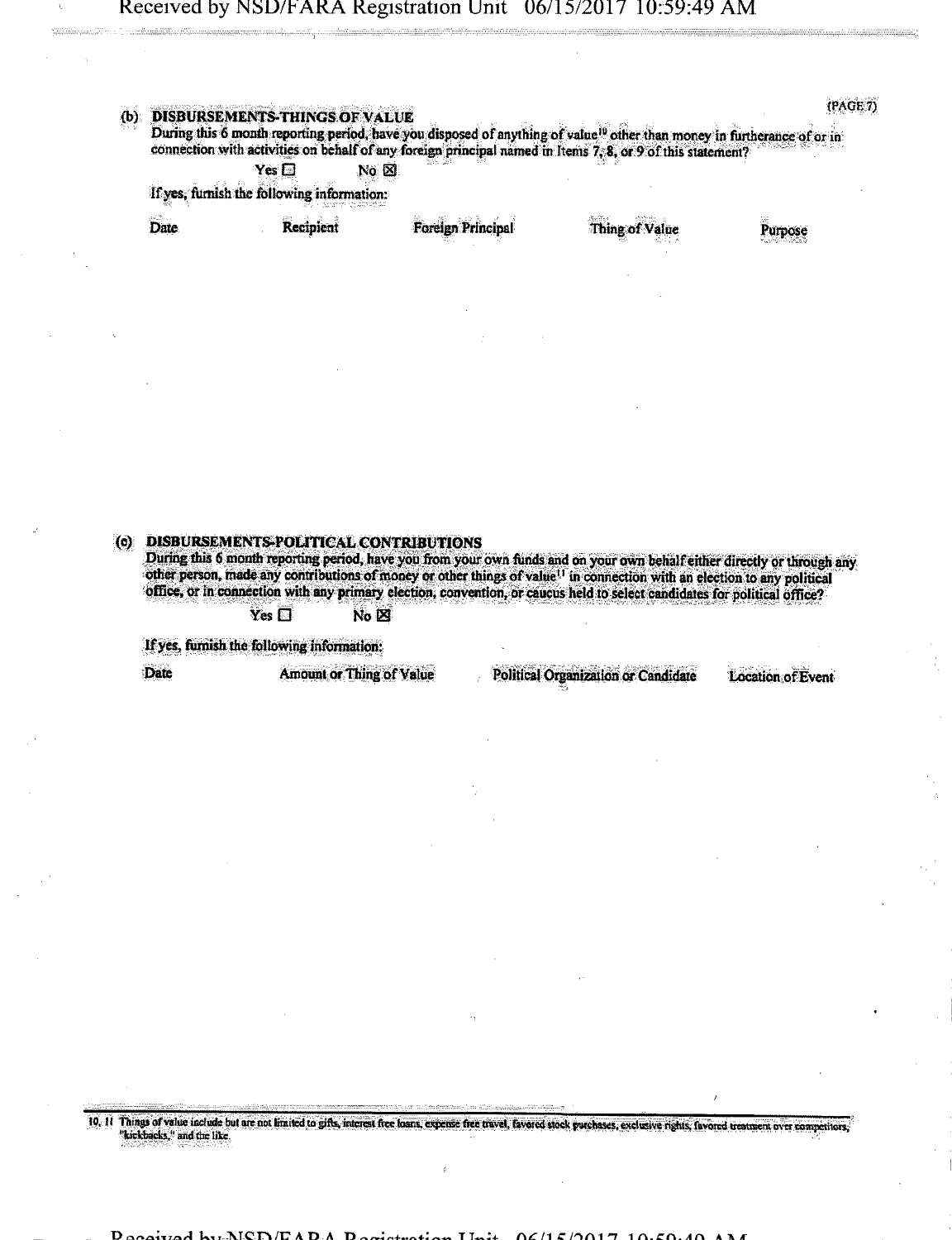(b) **DISBURSEMENTS-THINGS OF VALUE**

During this 6 month reporting period, have you disposed of anything of value[10] other than money in furtherance of or in connection with activities on behalf of any foreign principal named in Items 7, 8, or 9 of this statement?

Yes ☐ No ☒

If yes, furnish the following information:

| Date | Recipient | Foreign Principal | Thing of Value | Purpose |
|---|---|---|---|---|

(c) **DISBURSEMENTS-POLITICAL CONTRIBUTIONS**

During this 6 month reporting period, have you from your own funds and on your own behalf either directly or through any other person, made any contributions of money or other things of value[11] in connection with an election to any political office, or in connection with any primary election, convention, or caucus held to select candidates for political office?

Yes ☐ No ☒

If yes, furnish the following information:

| Date | Amount or Thing of Value | Political Organization or Candidate | Location of Event |
|---|---|---|---|

10, 11 Things of value include but are not limited to gifts, interest free loans, expense free travel, favored stock purchases, exclusive rights, favored treatment over competitors, "kickbacks," and the like.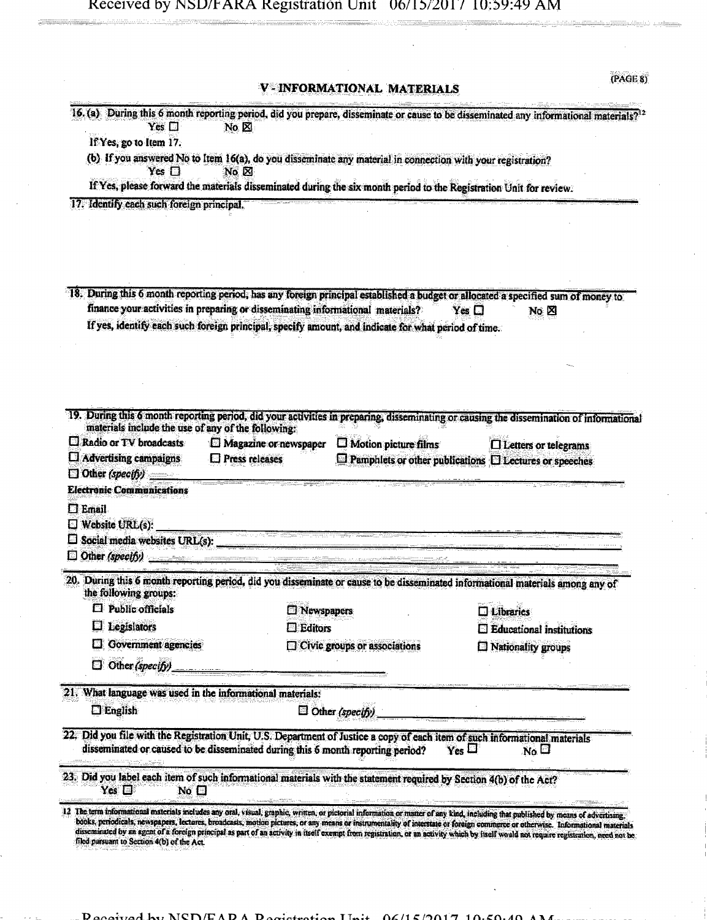(PAGE 8)

## V - INFORMATIONAL MATERIALS

16. (a) During this 6 month reporting period, did you prepare, disseminate or cause to be disseminated any informational materials?[12]
Yes ☐ No ☒

If Yes, go to Item 17.

(b) If you answered No to Item 16(a), do you disseminate any material in connection with your registration?
Yes ☐ No ☒

If Yes, please forward the materials disseminated during the six month period to the Registration Unit for review.

17. Identify each such foreign principal.

18. During this 6 month reporting period, has any foreign principal established a budget or allocated a specified sum of money to finance your activities in preparing or disseminating informational materials? Yes ☐ No ☒

If yes, identify each such foreign principal, specify amount, and indicate for what period of time.

19. During this 6 month reporting period, did your activities in preparing, disseminating or causing the dissemination of informational materials include the use of any of the following:

☐ Radio or TV broadcasts ☐ Magazine or newspaper ☐ Motion picture films ☐ Letters or telegrams
☐ Advertising campaigns ☐ Press releases ☐ Pamphlets or other publications ☐ Lectures or speeches
☐ Other *(specify)* \_\_\_\_\_\_\_\_\_\_

**Electronic Communications**

☐ Email
☐ Website URL(s): \_\_\_\_\_\_\_\_\_\_
☐ Social media websites URL(s): \_\_\_\_\_\_\_\_\_\_
☐ Other *(specify)* \_\_\_\_\_\_\_\_\_\_

20. During this 6 month reporting period, did you disseminate or cause to be disseminated informational materials among any of the following groups:

☐ Public officials ☐ Newspapers ☐ Libraries
☐ Legislators ☐ Editors ☐ Educational institutions
☐ Government agencies ☐ Civic groups or associations ☐ Nationality groups
☐ Other *(specify)* \_\_\_\_\_\_\_\_\_\_

21. What language was used in the informational materials:

☐ English ☐ Other *(specify)* \_\_\_\_\_\_\_\_\_\_

22. Did you file with the Registration Unit, U.S. Department of Justice a copy of each item of such informational materials disseminated or caused to be disseminated during this 6 month reporting period? Yes ☐ No ☐

23. Did you label each item of such informational materials with the statement required by Section 4(b) of the Act?
Yes ☐ No ☐

[12] The term informational materials includes any oral, visual, graphic, written, or pictorial information or matter of any kind, including that published by means of advertising, books, periodicals, newspapers, lectures, broadcasts, motion pictures, or any means or instrumentality of interstate or foreign commerce or otherwise. Informational materials disseminated by an agent of a foreign principal as part of an activity in itself exempt from registration, or an activity which by itself would not require registration, need not be filed pursuant to Section 4(b) of the Act.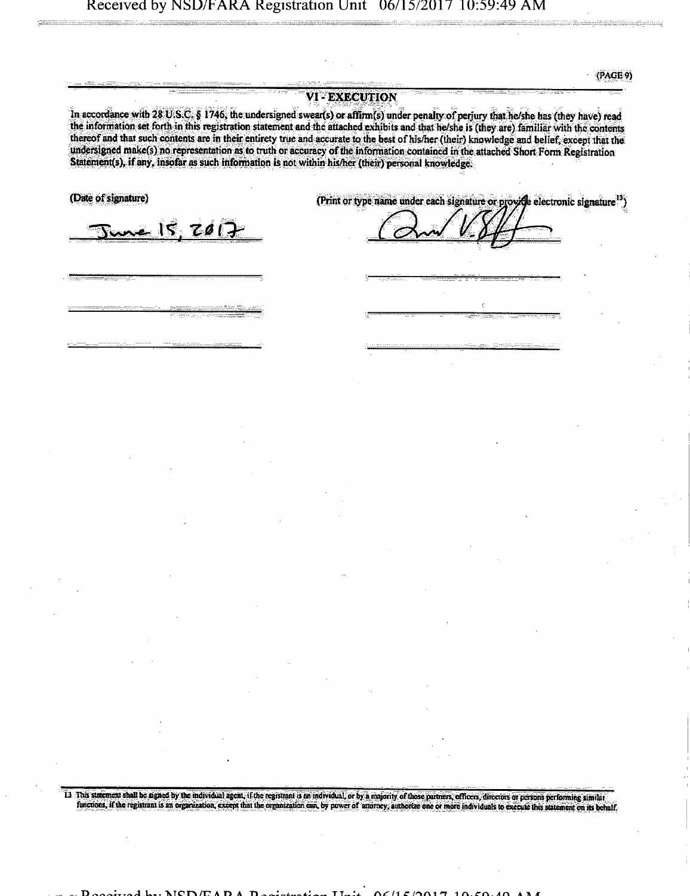## VI - EXECUTION

In accordance with 28 U.S.C. § 1746, the undersigned swear(s) or affirm(s) under penalty of perjury that he/she has (they have) read the information set forth in this registration statement and the attached exhibits and that he/she is (they are) familiar with the contents thereof and that such contents are in their entirety true and accurate to the best of his/her (their) knowledge and belief, except that the undersigned make(s) no representation as to truth or accuracy of the information contained in the attached Short Form Registration Statement(s), if any, insofar as such information is not within his/her (their) personal knowledge.

| (Date of signature) | (Print or type name under each signature or provide electronic signature[13]) |
| --- | --- |
| June 15, 2017 | [signature] |
| | |
| | |
| | |

[13] This statement shall be signed by the individual agent, if the registrant is an individual, or by a majority of those partners, officers, directors or persons performing similar functions, if the registrant is an organization, except that the organization can, by power of attorney, authorize one or more individuals to execute this statement on its behalf.